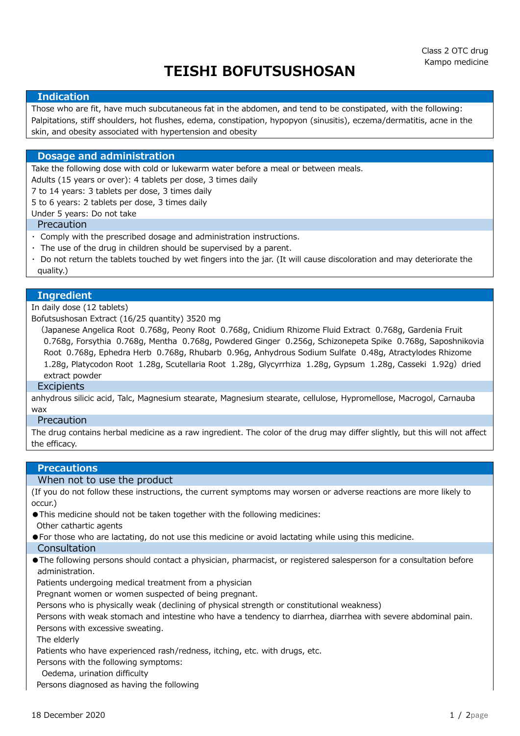Class 2 OTC drug
Kampo medicine

# TEISHI BOFUTSUSHOSAN

## Indication

Those who are fit, have much subcutaneous fat in the abdomen, and tend to be constipated, with the following: Palpitations, stiff shoulders, hot flushes, edema, constipation, hypopyon (sinusitis), eczema/dermatitis, acne in the skin, and obesity associated with hypertension and obesity

## Dosage and administration

Take the following dose with cold or lukewarm water before a meal or between meals.

Adults (15 years or over): 4 tablets per dose, 3 times daily

7 to 14 years: 3 tablets per dose, 3 times daily

5 to 6 years: 2 tablets per dose, 3 times daily

Under 5 years: Do not take

### Precaution

- Comply with the prescribed dosage and administration instructions.
- The use of the drug in children should be supervised by a parent.
- Do not return the tablets touched by wet fingers into the jar. (It will cause discoloration and may deteriorate the quality.)

## Ingredient

In daily dose (12 tablets)

Bofutsushosan Extract (16/25 quantity) 3520 mg

（Japanese Angelica Root 0.768g, Peony Root 0.768g, Cnidium Rhizome Fluid Extract 0.768g, Gardenia Fruit 0.768g, Forsythia 0.768g, Mentha 0.768g, Powdered Ginger 0.256g, Schizonepeta Spike 0.768g, Saposhnikovia Root 0.768g, Ephedra Herb 0.768g, Rhubarb 0.96g, Anhydrous Sodium Sulfate 0.48g, Atractylodes Rhizome 1.28g, Platycodon Root 1.28g, Scutellaria Root 1.28g, Glycyrrhiza 1.28g, Gypsum 1.28g, Casseki 1.92g）dried extract powder

### Excipients

anhydrous silicic acid, Talc, Magnesium stearate, Magnesium stearate, cellulose, Hypromellose, Macrogol, Carnauba wax

### Precaution

The drug contains herbal medicine as a raw ingredient. The color of the drug may differ slightly, but this will not affect the efficacy.

## Precautions

### When not to use the product

(If you do not follow these instructions, the current symptoms may worsen or adverse reactions are more likely to occur.)

- This medicine should not be taken together with the following medicines:
  Other cathartic agents
- For those who are lactating, do not use this medicine or avoid lactating while using this medicine.

### Consultation

- The following persons should contact a physician, pharmacist, or registered salesperson for a consultation before administration.
  Patients undergoing medical treatment from a physician
  Pregnant women or women suspected of being pregnant.
  Persons who is physically weak (declining of physical strength or constitutional weakness)
  Persons with weak stomach and intestine who have a tendency to diarrhea, diarrhea with severe abdominal pain.
  Persons with excessive sweating.
  The elderly
  Patients who have experienced rash/redness, itching, etc. with drugs, etc.
  Persons with the following symptoms:
  Oedema, urination difficulty
  Persons diagnosed as having the following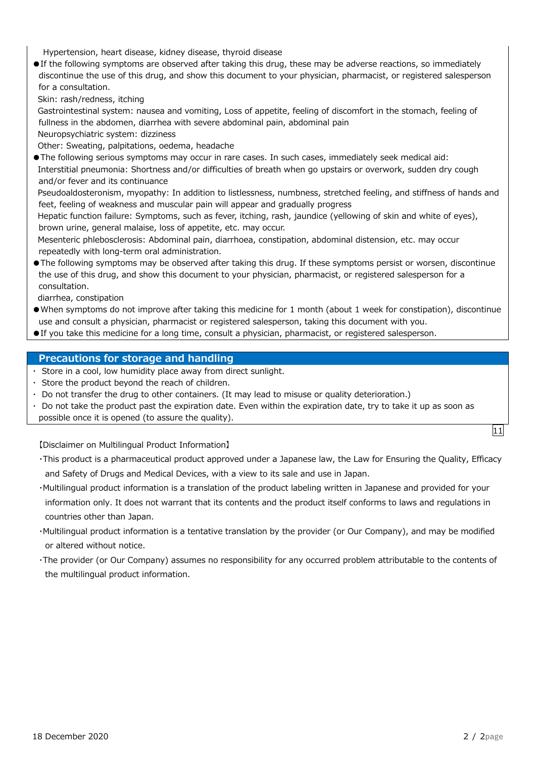Hypertension, heart disease, kidney disease, thyroid disease

● If the following symptoms are observed after taking this drug, these may be adverse reactions, so immediately discontinue the use of this drug, and show this document to your physician, pharmacist, or registered salesperson for a consultation.

Skin: rash/redness, itching

Gastrointestinal system: nausea and vomiting, Loss of appetite, feeling of discomfort in the stomach, feeling of fullness in the abdomen, diarrhea with severe abdominal pain, abdominal pain

Neuropsychiatric system: dizziness

Other: Sweating, palpitations, oedema, headache

● The following serious symptoms may occur in rare cases. In such cases, immediately seek medical aid:

Interstitial pneumonia: Shortness and/or difficulties of breath when go upstairs or overwork, sudden dry cough and/or fever and its continuance

Pseudoaldosteronism, myopathy: In addition to listlessness, numbness, stretched feeling, and stiffness of hands and feet, feeling of weakness and muscular pain will appear and gradually progress

Hepatic function failure: Symptoms, such as fever, itching, rash, jaundice (yellowing of skin and white of eyes), brown urine, general malaise, loss of appetite, etc. may occur.

Mesenteric phlebosclerosis: Abdominal pain, diarrhoea, constipation, abdominal distension, etc. may occur repeatedly with long-term oral administration.

● The following symptoms may be observed after taking this drug. If these symptoms persist or worsen, discontinue the use of this drug, and show this document to your physician, pharmacist, or registered salesperson for a consultation.

diarrhea, constipation

● When symptoms do not improve after taking this medicine for 1 month (about 1 week for constipation), discontinue use and consult a physician, pharmacist or registered salesperson, taking this document with you.

● If you take this medicine for a long time, consult a physician, pharmacist, or registered salesperson.

## Precautions for storage and handling

- Store in a cool, low humidity place away from direct sunlight.
- Store the product beyond the reach of children.
- Do not transfer the drug to other containers. (It may lead to misuse or quality deterioration.)
- Do not take the product past the expiration date. Even within the expiration date, try to take it up as soon as possible once it is opened (to assure the quality).

11

【Disclaimer on Multilingual Product Information】

- This product is a pharmaceutical product approved under a Japanese law, the Law for Ensuring the Quality, Efficacy and Safety of Drugs and Medical Devices, with a view to its sale and use in Japan.
- Multilingual product information is a translation of the product labeling written in Japanese and provided for your information only. It does not warrant that its contents and the product itself conforms to laws and regulations in countries other than Japan.
- Multilingual product information is a tentative translation by the provider (or Our Company), and may be modified or altered without notice.
- The provider (or Our Company) assumes no responsibility for any occurred problem attributable to the contents of the multilingual product information.

18 December 2020